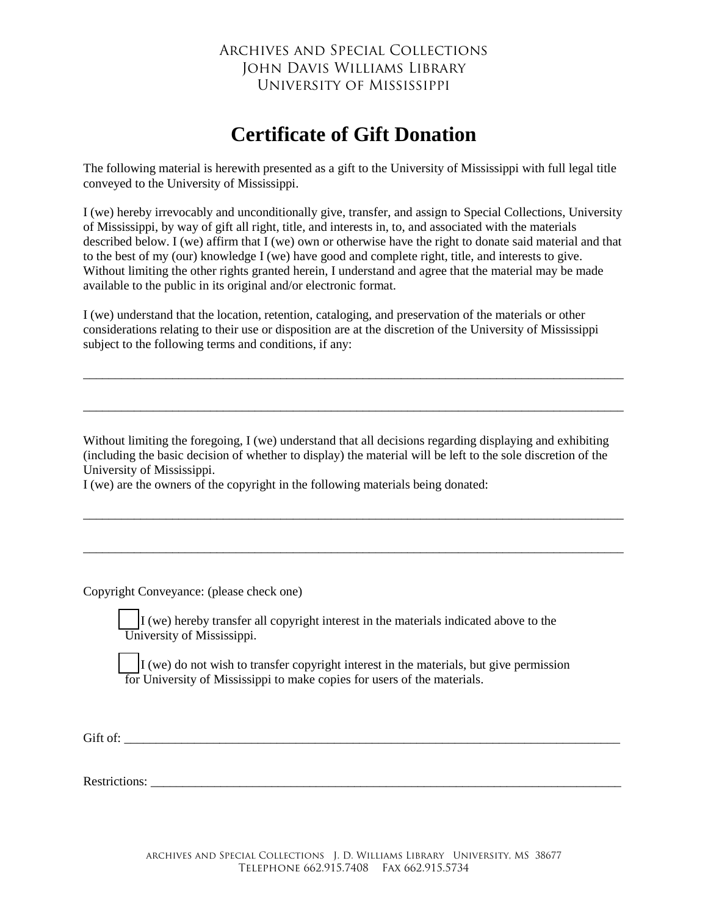Archives and Special Collections
John Davis Williams Library
University of Mississippi

# Certificate of Gift Donation

The following material is herewith presented as a gift to the University of Mississippi with full legal title conveyed to the University of Mississippi.

I (we) hereby irrevocably and unconditionally give, transfer, and assign to Special Collections, University of Mississippi, by way of gift all right, title, and interests in, to, and associated with the materials described below. I (we) affirm that I (we) own or otherwise have the right to donate said material and that to the best of my (our) knowledge I (we) have good and complete right, title, and interests to give. Without limiting the other rights granted herein, I understand and agree that the material may be made available to the public in its original and/or electronic format.

I (we) understand that the location, retention, cataloging, and preservation of the materials or other considerations relating to their use or disposition are at the discretion of the University of Mississippi subject to the following terms and conditions, if any:

___________________________________________________________________________________

___________________________________________________________________________________

Without limiting the foregoing, I (we) understand that all decisions regarding displaying and exhibiting (including the basic decision of whether to display) the material will be left to the sole discretion of the University of Mississippi.
I (we) are the owners of the copyright in the following materials being donated:

___________________________________________________________________________________

___________________________________________________________________________________

Copyright Conveyance: (please check one)

- ☐ I (we) hereby transfer all copyright interest in the materials indicated above to the University of Mississippi.

- ☐ I (we) do not wish to transfer copyright interest in the materials, but give permission for University of Mississippi to make copies for users of the materials.

Gift of: ___________________________________________________________________________

Restrictions: _______________________________________________________________________

Archives and Special Collections J. D. Williams Library University, MS 38677
Telephone 662.915.7408 Fax 662.915.5734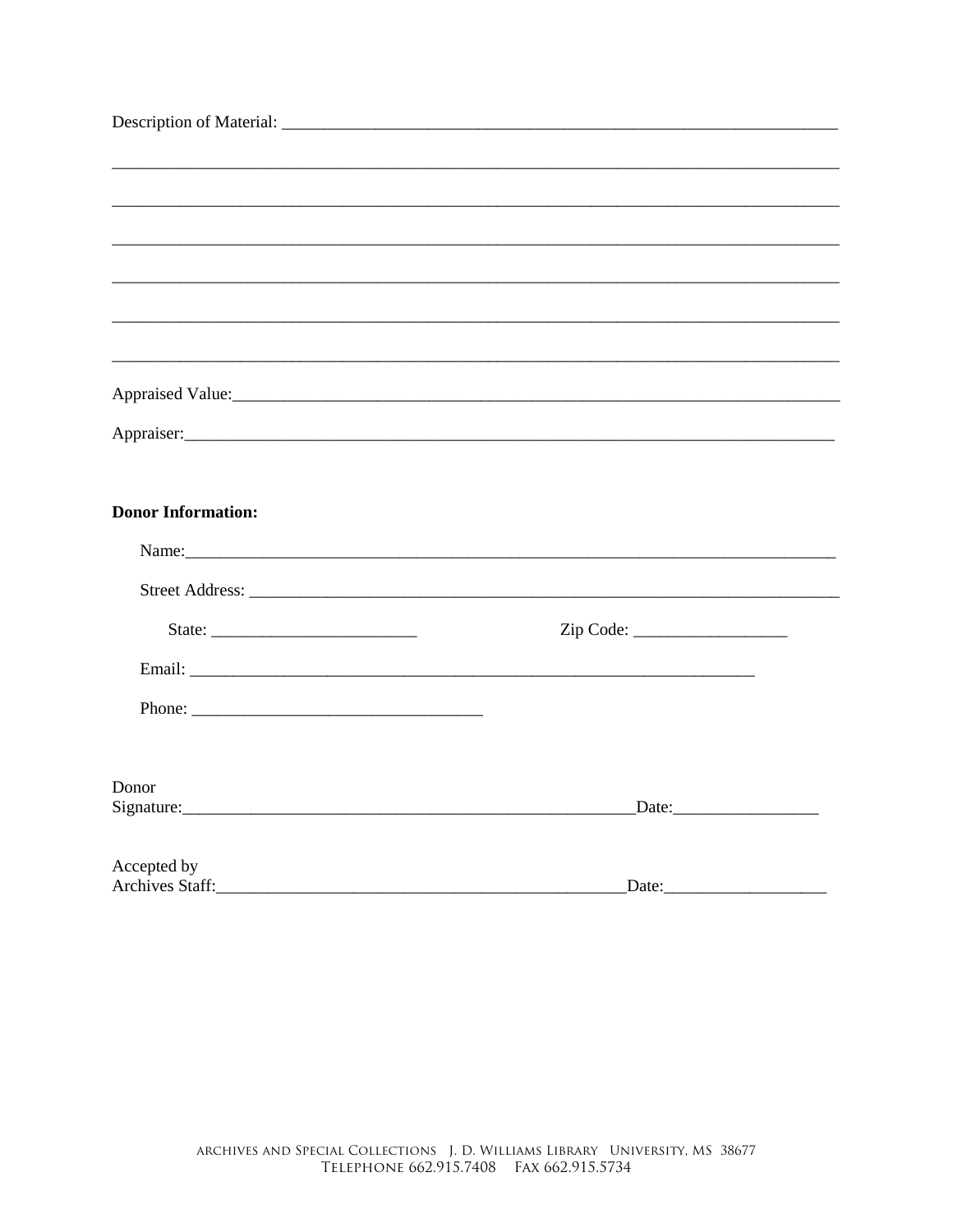Description of Material: ____________________________________________________________________

_____________________________________________________________________________________

_____________________________________________________________________________________

_____________________________________________________________________________________

_____________________________________________________________________________________

_____________________________________________________________________________________

_____________________________________________________________________________________

Appraised Value:______________________________________________________________________

Appraiser:___________________________________________________________________________

**Donor Information:**

Name:_______________________________________________________________________

Street Address: _______________________________________________________________

State: ________________________ Zip Code: _________________

Email: _________________________________________________________________

Phone: _________________________________

Donor
Signature:_____________________________________________________Date:_________________

Accepted by
Archives Staff:_________________________________________________Date:___________________

ARCHIVES AND SPECIAL COLLECTIONS J. D. WILLIAMS LIBRARY UNIVERSITY, MS 38677
TELEPHONE 662.915.7408 FAX 662.915.5734